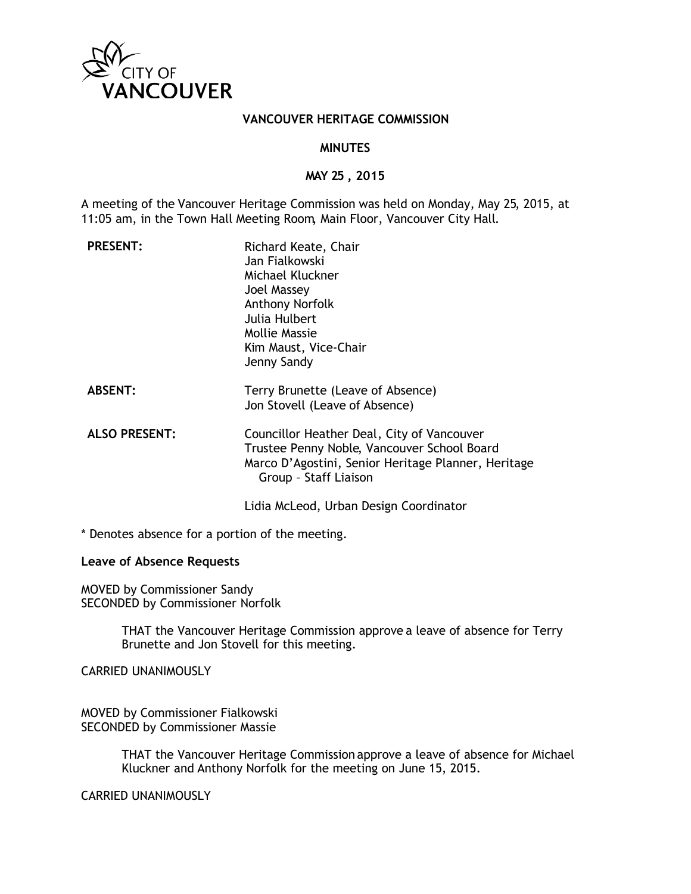CITY OF VANCOUVER

# VANCOUVER HERITAGE COMMISSION

## MINUTES

## MAY 25 , 2015

A meeting of the Vancouver Heritage Commission was held on Monday, May 25, 2015, at 11:05 am, in the Town Hall Meeting Room, Main Floor, Vancouver City Hall.

| | |
|---|---|
| **PRESENT:** | Richard Keate, Chair<br>Jan Fialkowski<br>Michael Kluckner<br>Joel Massey<br>Anthony Norfolk<br>Julia Hulbert<br>Mollie Massie<br>Kim Maust, Vice-Chair<br>Jenny Sandy |
| **ABSENT:** | Terry Brunette (Leave of Absence)<br>Jon Stovell (Leave of Absence) |
| **ALSO PRESENT:** | Councillor Heather Deal, City of Vancouver<br>Trustee Penny Noble, Vancouver School Board<br>Marco D'Agostini, Senior Heritage Planner, Heritage Group – Staff Liaison<br><br>Lidia McLeod, Urban Design Coordinator |

\* Denotes absence for a portion of the meeting.

**Leave of Absence Requests**

MOVED by Commissioner Sandy
SECONDED by Commissioner Norfolk

> THAT the Vancouver Heritage Commission approve a leave of absence for Terry Brunette and Jon Stovell for this meeting.

CARRIED UNANIMOUSLY

MOVED by Commissioner Fialkowski
SECONDED by Commissioner Massie

> THAT the Vancouver Heritage Commission approve a leave of absence for Michael Kluckner and Anthony Norfolk for the meeting on June 15, 2015.

CARRIED UNANIMOUSLY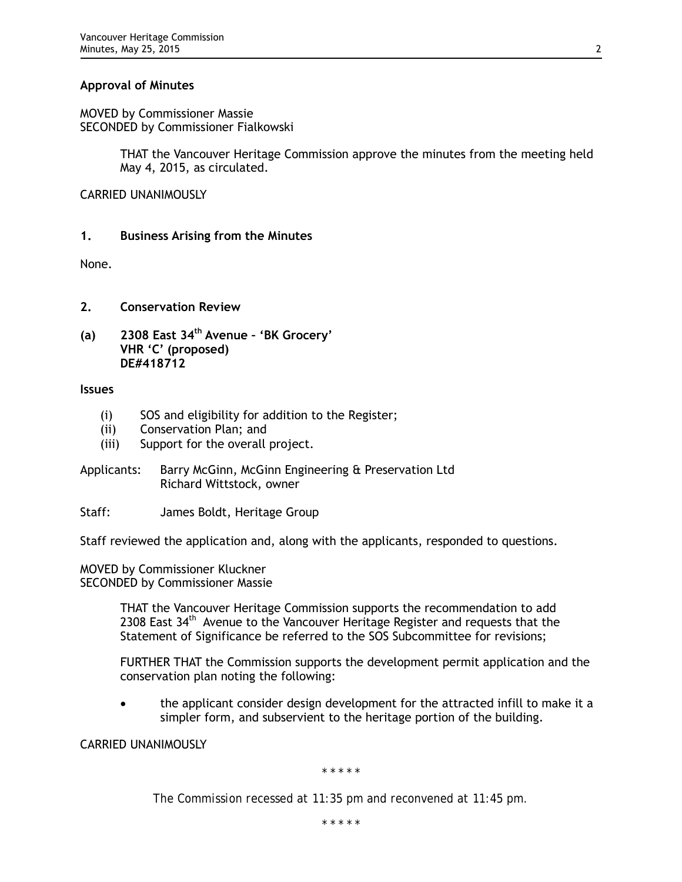**Approval of Minutes**

MOVED by Commissioner Massie
SECONDED by Commissioner Fialkowski

> THAT the Vancouver Heritage Commission approve the minutes from the meeting held May 4, 2015, as circulated.

CARRIED UNANIMOUSLY

## 1. Business Arising from the Minutes

None.

## 2. Conservation Review

### (a) 2308 East 34th Avenue – 'BK Grocery' VHR 'C' (proposed) DE#418712

**Issues**

(i) SOS and eligibility for addition to the Register;
(ii) Conservation Plan; and
(iii) Support for the overall project.

Applicants: Barry McGinn, McGinn Engineering & Preservation Ltd
Richard Wittstock, owner

Staff: James Boldt, Heritage Group

Staff reviewed the application and, along with the applicants, responded to questions.

MOVED by Commissioner Kluckner
SECONDED by Commissioner Massie

> THAT the Vancouver Heritage Commission supports the recommendation to add 2308 East 34th Avenue to the Vancouver Heritage Register and requests that the Statement of Significance be referred to the SOS Subcommittee for revisions;
>
> FURTHER THAT the Commission supports the development permit application and the conservation plan noting the following:
>
> - the applicant consider design development for the attracted infill to make it a simpler form, and subservient to the heritage portion of the building.

CARRIED UNANIMOUSLY

\* \* \* \* \*

*The Commission recessed at 11:35 pm and reconvened at 11:45 pm.*

\* \* \* \* \*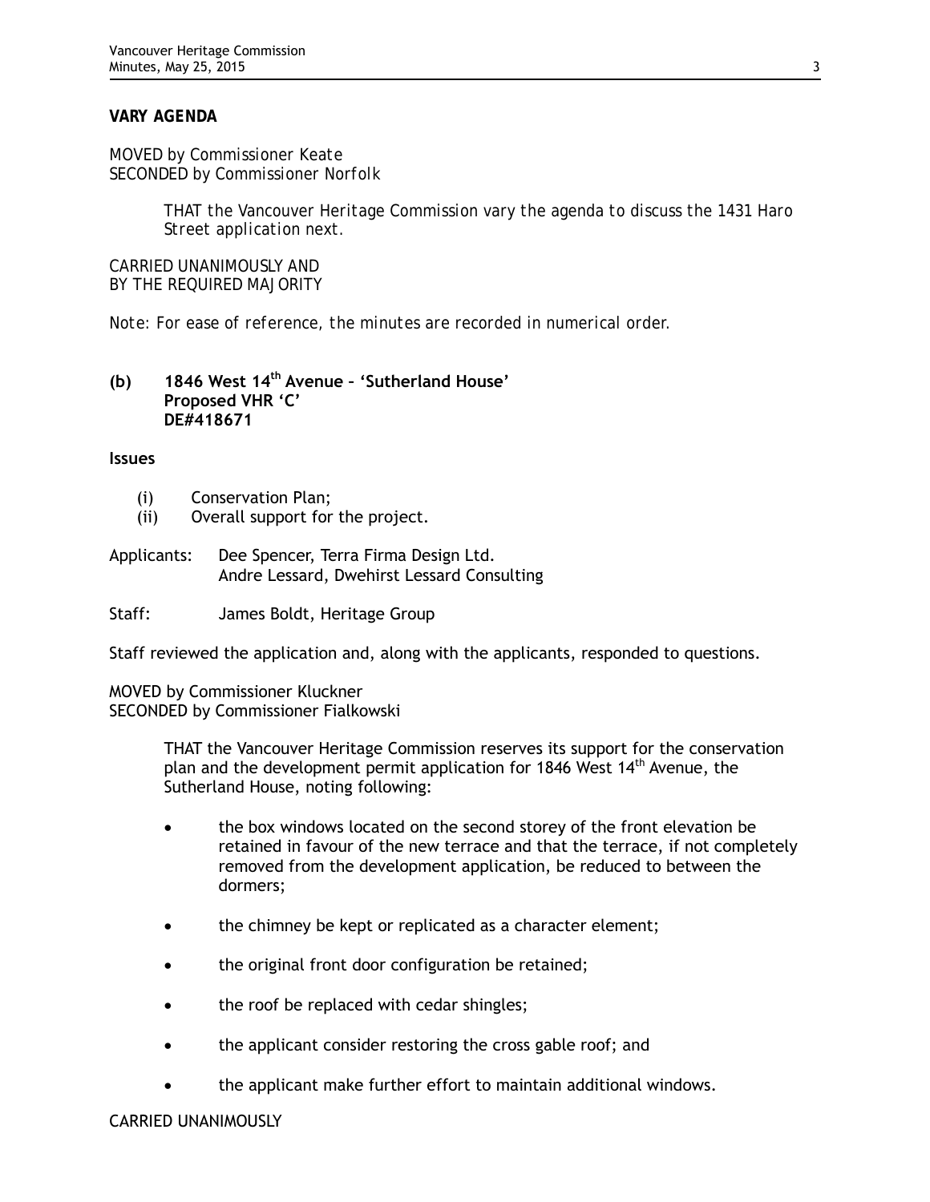**VARY AGENDA**

MOVED by Commissioner Keate
SECONDED by Commissioner Norfolk

> *THAT the Vancouver Heritage Commission vary the agenda to discuss the 1431 Haro Street application next.*

CARRIED UNANIMOUSLY AND
BY THE REQUIRED MAJORITY

*Note: For ease of reference, the minutes are recorded in numerical order.*

**(b) 1846 West 14th Avenue – 'Sutherland House'**
**Proposed VHR 'C'**
**DE#418671**

**Issues**

(i) Conservation Plan;
(ii) Overall support for the project.

Applicants: Dee Spencer, Terra Firma Design Ltd.
Andre Lessard, Dwehirst Lessard Consulting

Staff: James Boldt, Heritage Group

Staff reviewed the application and, along with the applicants, responded to questions.

MOVED by Commissioner Kluckner
SECONDED by Commissioner Fialkowski

> THAT the Vancouver Heritage Commission reserves its support for the conservation plan and the development permit application for 1846 West 14th Avenue, the Sutherland House, noting following:
>
> - the box windows located on the second storey of the front elevation be retained in favour of the new terrace and that the terrace, if not completely removed from the development application, be reduced to between the dormers;
> - the chimney be kept or replicated as a character element;
> - the original front door configuration be retained;
> - the roof be replaced with cedar shingles;
> - the applicant consider restoring the cross gable roof; and
> - the applicant make further effort to maintain additional windows.

CARRIED UNANIMOUSLY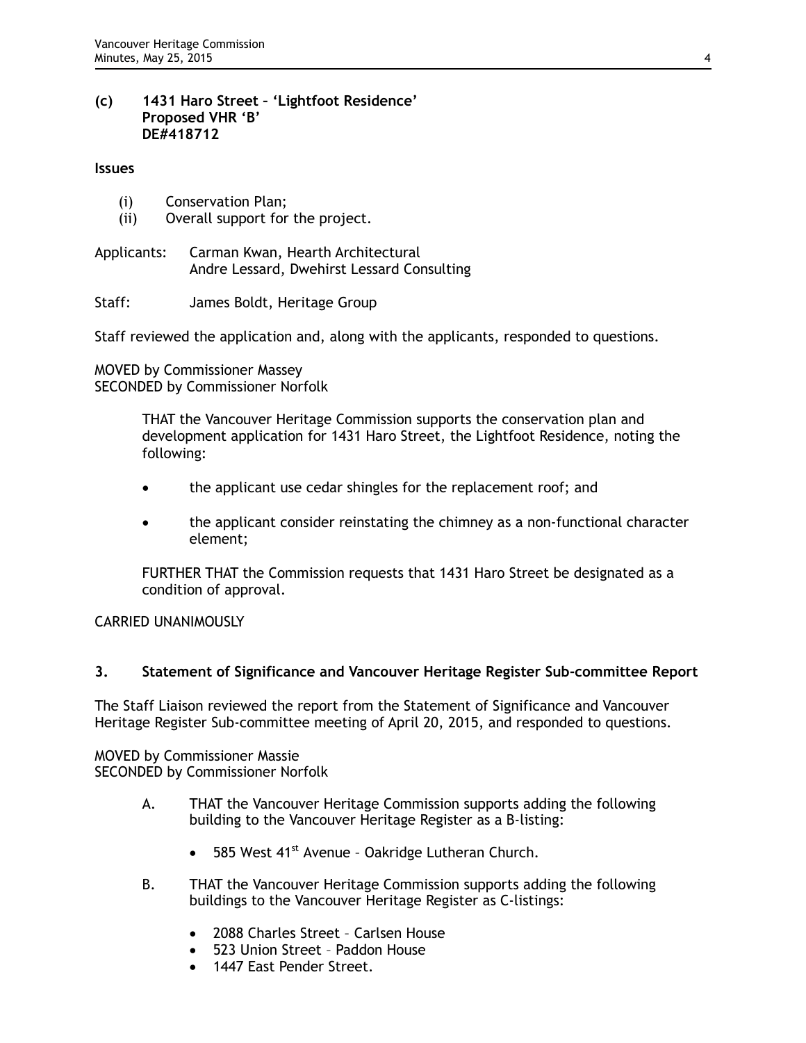**(c) 1431 Haro Street – 'Lightfoot Residence'**
**Proposed VHR 'B'**
**DE#418712**

**Issues**

(i) Conservation Plan;
(ii) Overall support for the project.

Applicants: Carman Kwan, Hearth Architectural
Andre Lessard, Dwehirst Lessard Consulting

Staff: James Boldt, Heritage Group

Staff reviewed the application and, along with the applicants, responded to questions.

MOVED by Commissioner Massey
SECONDED by Commissioner Norfolk

> THAT the Vancouver Heritage Commission supports the conservation plan and development application for 1431 Haro Street, the Lightfoot Residence, noting the following:
>
> - the applicant use cedar shingles for the replacement roof; and
> - the applicant consider reinstating the chimney as a non-functional character element;
>
> FURTHER THAT the Commission requests that 1431 Haro Street be designated as a condition of approval.

CARRIED UNANIMOUSLY

## 3. Statement of Significance and Vancouver Heritage Register Sub-committee Report

The Staff Liaison reviewed the report from the Statement of Significance and Vancouver Heritage Register Sub-committee meeting of April 20, 2015, and responded to questions.

MOVED by Commissioner Massie
SECONDED by Commissioner Norfolk

A. THAT the Vancouver Heritage Commission supports adding the following building to the Vancouver Heritage Register as a B-listing:

- 585 West 41st Avenue – Oakridge Lutheran Church.

B. THAT the Vancouver Heritage Commission supports adding the following buildings to the Vancouver Heritage Register as C-listings:

- 2088 Charles Street – Carlsen House
- 523 Union Street – Paddon House
- 1447 East Pender Street.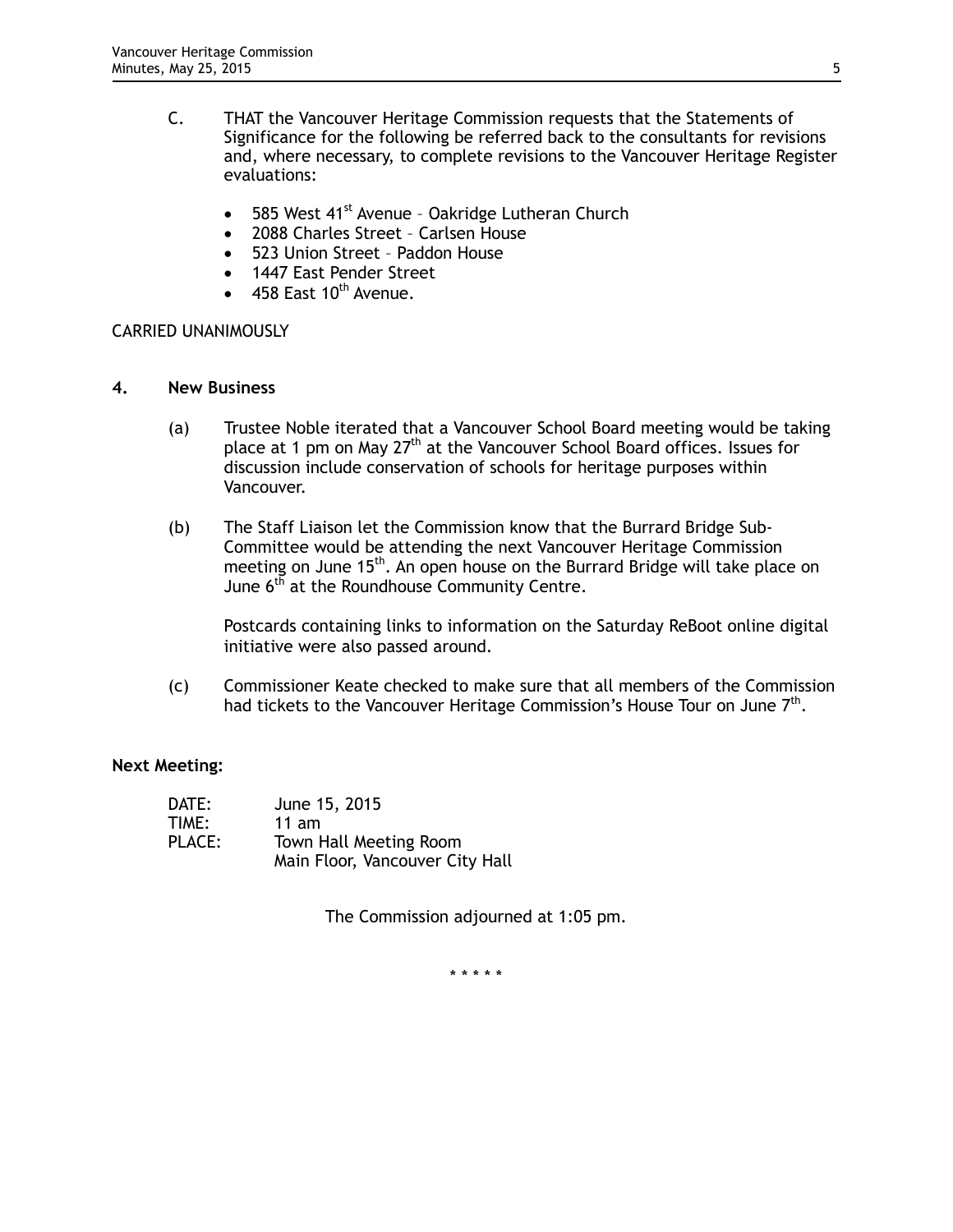C. THAT the Vancouver Heritage Commission requests that the Statements of Significance for the following be referred back to the consultants for revisions and, where necessary, to complete revisions to the Vancouver Heritage Register evaluations:

- 585 West 41st Avenue – Oakridge Lutheran Church
- 2088 Charles Street – Carlsen House
- 523 Union Street – Paddon House
- 1447 East Pender Street
- 458 East 10th Avenue.

CARRIED UNANIMOUSLY

**4. New Business**

(a) Trustee Noble iterated that a Vancouver School Board meeting would be taking place at 1 pm on May 27th at the Vancouver School Board offices. Issues for discussion include conservation of schools for heritage purposes within Vancouver.

(b) The Staff Liaison let the Commission know that the Burrard Bridge Sub-Committee would be attending the next Vancouver Heritage Commission meeting on June 15th. An open house on the Burrard Bridge will take place on June 6th at the Roundhouse Community Centre.

Postcards containing links to information on the Saturday ReBoot online digital initiative were also passed around.

(c) Commissioner Keate checked to make sure that all members of the Commission had tickets to the Vancouver Heritage Commission's House Tour on June 7th.

**Next Meeting:**

| | |
|---|---|
| DATE: | June 15, 2015 |
| TIME: | 11 am |
| PLACE: | Town Hall Meeting Room<br>Main Floor, Vancouver City Hall |

The Commission adjourned at 1:05 pm.

* * * * *